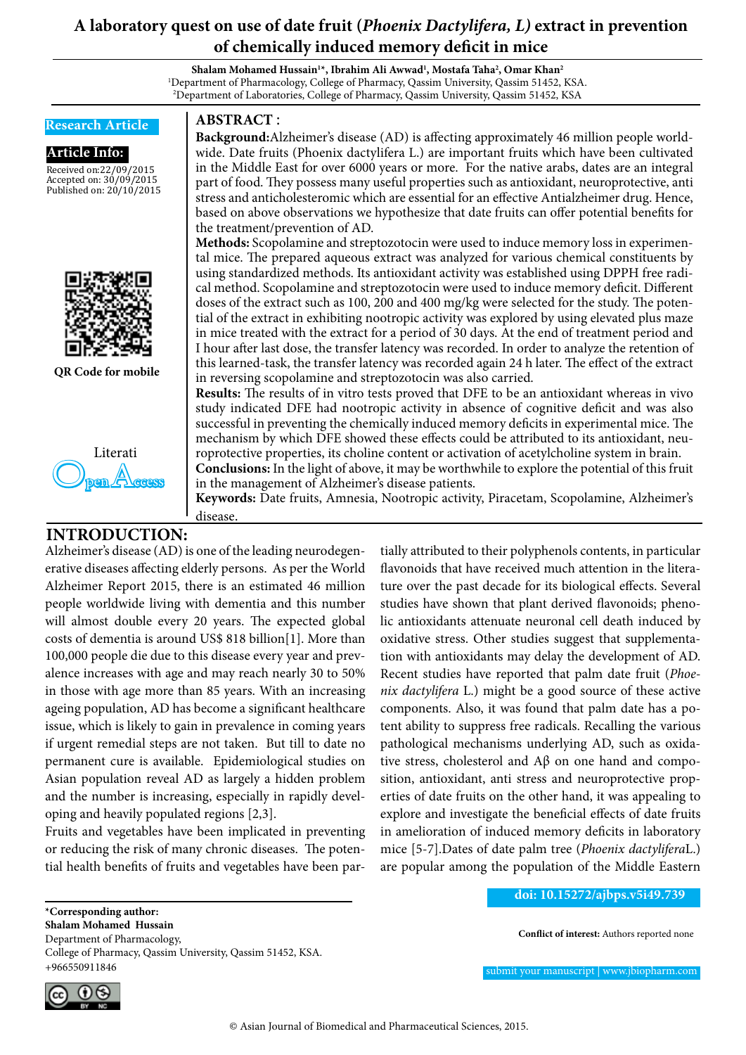# A laboratory quest on use of date fruit (*Phoenix Dactylifera, L*) extract in prevention of chemically induced memory deficit in mice

**Shalam Mohamed Hussain[1]*, Ibrahim Ali Awwad[1], Mostafa Taha[2], Omar Khan[2]**

[1]Department of Pharmacology, College of Pharmacy, Qassim University, Qassim 51452, KSA.
[2]Department of Laboratories, College of Pharmacy, Qassim University, Qassim 51452, KSA

**Research Article**

**Article Info:**

Received on:22/09/2015
Accepted on: 30/09/2015
Published on: 20/10/2015

QR Code for mobile

Literati Open Access

## ABSTRACT :

**Background:**Alzheimer's disease (AD) is affecting approximately 46 million people worldwide. Date fruits (Phoenix dactylifera L.) are important fruits which have been cultivated in the Middle East for over 6000 years or more. For the native arabs, dates are an integral part of food. They possess many useful properties such as antioxidant, neuroprotective, anti stress and anticholesteromic which are essential for an effective Antialzheimer drug. Hence, based on above observations we hypothesize that date fruits can offer potential benefits for the treatment/prevention of AD.

**Methods:** Scopolamine and streptozotocin were used to induce memory loss in experimental mice. The prepared aqueous extract was analyzed for various chemical constituents by using standardized methods. Its antioxidant activity was established using DPPH free radical method. Scopolamine and streptozotocin were used to induce memory deficit. Different doses of the extract such as 100, 200 and 400 mg/kg were selected for the study. The potential of the extract in exhibiting nootropic activity was explored by using elevated plus maze in mice treated with the extract for a period of 30 days. At the end of treatment period and I hour after last dose, the transfer latency was recorded. In order to analyze the retention of this learned-task, the transfer latency was recorded again 24 h later. The effect of the extract in reversing scopolamine and streptozotocin was also carried.

**Results:** The results of in vitro tests proved that DFE to be an antioxidant whereas in vivo study indicated DFE had nootropic activity in absence of cognitive deficit and was also successful in preventing the chemically induced memory deficits in experimental mice. The mechanism by which DFE showed these effects could be attributed to its antioxidant, neuroprotective properties, its choline content or activation of acetylcholine system in brain.

**Conclusions:** In the light of above, it may be worthwhile to explore the potential of this fruit in the management of Alzheimer's disease patients.

**Keywords:** Date fruits, Amnesia, Nootropic activity, Piracetam, Scopolamine, Alzheimer's disease.

## INTRODUCTION:

Alzheimer's disease (AD) is one of the leading neurodegenerative diseases affecting elderly persons. As per the World Alzheimer Report 2015, there is an estimated 46 million people worldwide living with dementia and this number will almost double every 20 years. The expected global costs of dementia is around US$ 818 billion[1]. More than 100,000 people die due to this disease every year and prevalence increases with age and may reach nearly 30 to 50% in those with age more than 85 years. With an increasing ageing population, AD has become a significant healthcare issue, which is likely to gain in prevalence in coming years if urgent remedial steps are not taken. But till to date no permanent cure is available. Epidemiological studies on Asian population reveal AD as largely a hidden problem and the number is increasing, especially in rapidly developing and heavily populated regions [2,3].

Fruits and vegetables have been implicated in preventing or reducing the risk of many chronic diseases. The potential health benefits of fruits and vegetables have been partially attributed to their polyphenols contents, in particular flavonoids that have received much attention in the literature over the past decade for its biological effects. Several studies have shown that plant derived flavonoids; phenolic antioxidants attenuate neuronal cell death induced by oxidative stress. Other studies suggest that supplementation with antioxidants may delay the development of AD. Recent studies have reported that palm date fruit (*Phoenix dactylifera* L.) might be a good source of these active components. Also, it was found that palm date has a potent ability to suppress free radicals. Recalling the various pathological mechanisms underlying AD, such as oxidative stress, cholesterol and Aβ on one hand and composition, antioxidant, anti stress and neuroprotective properties of date fruits on the other hand, it was appealing to explore and investigate the beneficial effects of date fruits in amelioration of induced memory deficits in laboratory mice [5-7].Dates of date palm tree (*Phoenix dactylifera*L.) are popular among the population of the Middle Eastern

---

***Corresponding author:**
**Shalam Mohamed Hussain**
Department of Pharmacology,
College of Pharmacy, Qassim University, Qassim 51452, KSA.
+966550911846

**doi: 10.15272/ajbps.v5i49.739**

**Conflict of interest:** Authors reported none

submit your manuscript | www.jbiopharm.com

© Asian Journal of Biomedical and Pharmaceutical Sciences, 2015.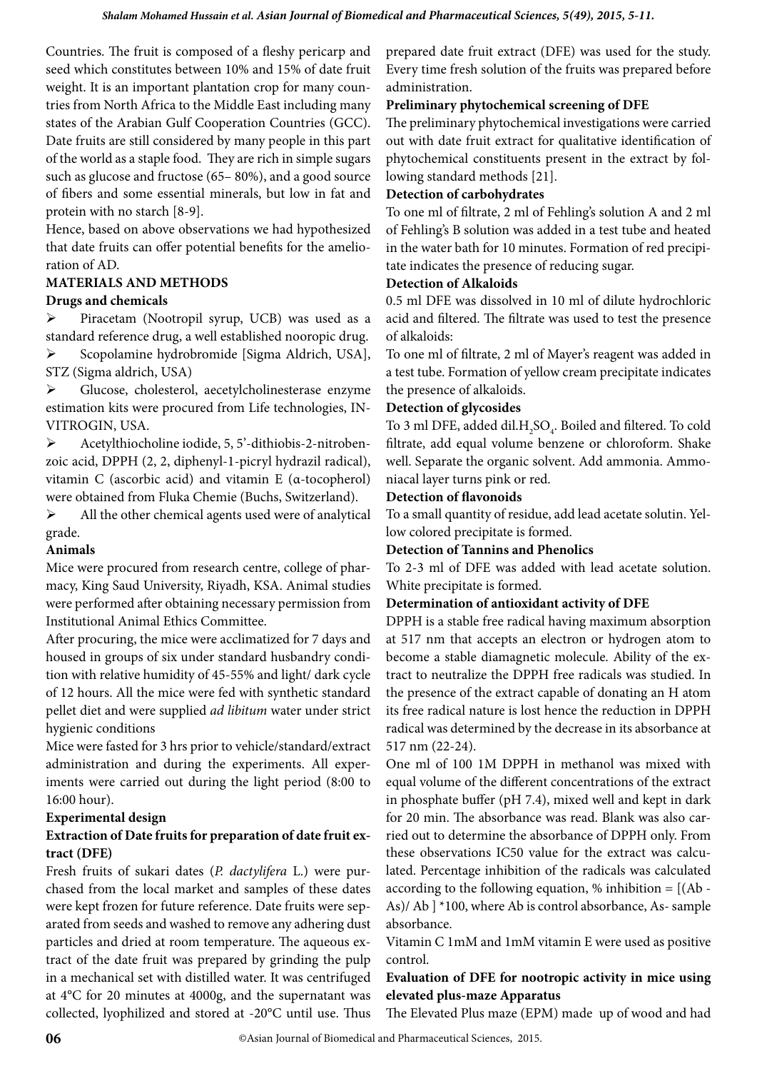Countries. The fruit is composed of a fleshy pericarp and seed which constitutes between 10% and 15% of date fruit weight. It is an important plantation crop for many countries from North Africa to the Middle East including many states of the Arabian Gulf Cooperation Countries (GCC). Date fruits are still considered by many people in this part of the world as a staple food. They are rich in simple sugars such as glucose and fructose (65– 80%), and a good source of fibers and some essential minerals, but low in fat and protein with no starch [8-9].

Hence, based on above observations we had hypothesized that date fruits can offer potential benefits for the amelioration of AD.

## MATERIALS AND METHODS

### Drugs and chemicals

- Piracetam (Nootropil syrup, UCB) was used as a standard reference drug, a well established nooropic drug.
- Scopolamine hydrobromide [Sigma Aldrich, USA], STZ (Sigma aldrich, USA)
- Glucose, cholesterol, aecetylcholinesterase enzyme estimation kits were procured from Life technologies, INVITROGIN, USA.
- Acetylthiocholine iodide, 5, 5'-dithiobis-2-nitrobenzoic acid, DPPH (2, 2, diphenyl-1-picryl hydrazil radical), vitamin C (ascorbic acid) and vitamin E (α-tocopherol) were obtained from Fluka Chemie (Buchs, Switzerland).
- All the other chemical agents used were of analytical grade.

### Animals

Mice were procured from research centre, college of pharmacy, King Saud University, Riyadh, KSA. Animal studies were performed after obtaining necessary permission from Institutional Animal Ethics Committee.

After procuring, the mice were acclimatized for 7 days and housed in groups of six under standard husbandry condition with relative humidity of 45-55% and light/ dark cycle of 12 hours. All the mice were fed with synthetic standard pellet diet and were supplied *ad libitum* water under strict hygienic conditions

Mice were fasted for 3 hrs prior to vehicle/standard/extract administration and during the experiments. All experiments were carried out during the light period (8:00 to 16:00 hour).

### Experimental design

### Extraction of Date fruits for preparation of date fruit extract (DFE)

Fresh fruits of sukari dates (*P. dactylifera* L.) were purchased from the local market and samples of these dates were kept frozen for future reference. Date fruits were separated from seeds and washed to remove any adhering dust particles and dried at room temperature. The aqueous extract of the date fruit was prepared by grinding the pulp in a mechanical set with distilled water. It was centrifuged at 4°C for 20 minutes at 4000g, and the supernatant was collected, lyophilized and stored at -20°C until use. Thus prepared date fruit extract (DFE) was used for the study. Every time fresh solution of the fruits was prepared before administration.

### Preliminary phytochemical screening of DFE

The preliminary phytochemical investigations were carried out with date fruit extract for qualitative identification of phytochemical constituents present in the extract by following standard methods [21].

### Detection of carbohydrates

To one ml of filtrate, 2 ml of Fehling's solution A and 2 ml of Fehling's B solution was added in a test tube and heated in the water bath for 10 minutes. Formation of red precipitate indicates the presence of reducing sugar.

### Detection of Alkaloids

0.5 ml DFE was dissolved in 10 ml of dilute hydrochloric acid and filtered. The filtrate was used to test the presence of alkaloids:

To one ml of filtrate, 2 ml of Mayer's reagent was added in a test tube. Formation of yellow cream precipitate indicates the presence of alkaloids.

### Detection of glycosides

To 3 ml DFE, added dil.$H_2SO_4$. Boiled and filtered. To cold filtrate, add equal volume benzene or chloroform. Shake well. Separate the organic solvent. Add ammonia. Ammoniacal layer turns pink or red.

### Detection of flavonoids

To a small quantity of residue, add lead acetate solutin. Yellow colored precipitate is formed.

### Detection of Tannins and Phenolics

To 2-3 ml of DFE was added with lead acetate solution. White precipitate is formed.

### Determination of antioxidant activity of DFE

DPPH is a stable free radical having maximum absorption at 517 nm that accepts an electron or hydrogen atom to become a stable diamagnetic molecule. Ability of the extract to neutralize the DPPH free radicals was studied. In the presence of the extract capable of donating an H atom its free radical nature is lost hence the reduction in DPPH radical was determined by the decrease in its absorbance at 517 nm (22-24).

One ml of 100 1M DPPH in methanol was mixed with equal volume of the different concentrations of the extract in phosphate buffer (pH 7.4), mixed well and kept in dark for 20 min. The absorbance was read. Blank was also carried out to determine the absorbance of DPPH only. From these observations IC50 value for the extract was calculated. Percentage inhibition of the radicals was calculated according to the following equation, % inhibition = [(Ab - As)/ Ab ] *100, where Ab is control absorbance, As- sample absorbance.

Vitamin C 1mM and 1mM vitamin E were used as positive control.

### Evaluation of DFE for nootropic activity in mice using elevated plus-maze Apparatus

The Elevated Plus maze (EPM) made up of wood and had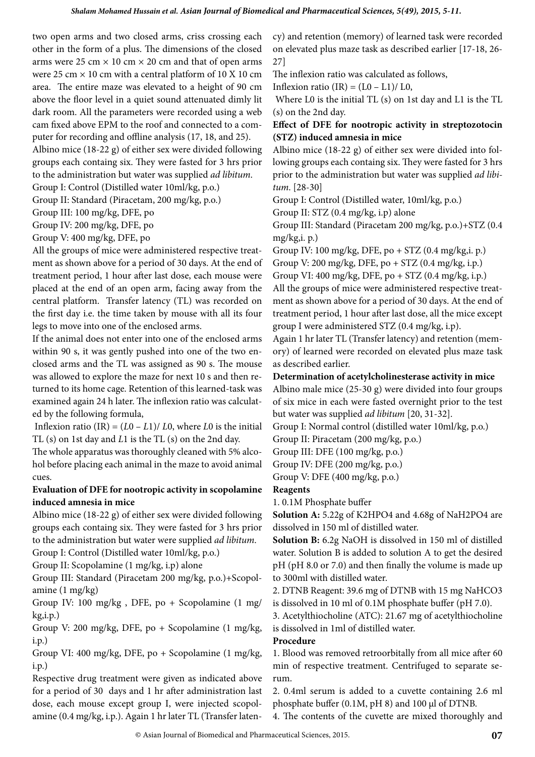two open arms and two closed arms, criss crossing each other in the form of a plus. The dimensions of the closed arms were 25 cm × 10 cm × 20 cm and that of open arms were 25 cm × 10 cm with a central platform of 10 X 10 cm area. The entire maze was elevated to a height of 90 cm above the floor level in a quiet sound attenuated dimly lit dark room. All the parameters were recorded using a web cam fixed above EPM to the roof and connected to a computer for recording and offline analysis (17, 18, and 25).

Albino mice (18-22 g) of either sex were divided following groups each containg six. They were fasted for 3 hrs prior to the administration but water was supplied *ad libitum*.

Group I: Control (Distilled water 10ml/kg, p.o.)

Group II: Standard (Piracetam, 200 mg/kg, p.o.)

Group III: 100 mg/kg, DFE, po

Group IV: 200 mg/kg, DFE, po

Group V: 400 mg/kg, DFE, po

All the groups of mice were administered respective treatment as shown above for a period of 30 days. At the end of treatment period, 1 hour after last dose, each mouse were placed at the end of an open arm, facing away from the central platform. Transfer latency (TL) was recorded on the first day i.e. the time taken by mouse with all its four legs to move into one of the enclosed arms.

If the animal does not enter into one of the enclosed arms within 90 s, it was gently pushed into one of the two enclosed arms and the TL was assigned as 90 s. The mouse was allowed to explore the maze for next 10 s and then returned to its home cage. Retention of this learned-task was examined again 24 h later. The inflexion ratio was calculated by the following formula,

Inflexion ratio (IR) = $(L0 - L1)/L0$, where $L0$ is the initial TL (s) on 1st day and $L1$ is the TL (s) on the 2nd day.

The whole apparatus was thoroughly cleaned with 5% alcohol before placing each animal in the maze to avoid animal cues.

**Evaluation of DFE for nootropic activity in scopolamine induced amnesia in mice**

Albino mice (18-22 g) of either sex were divided following groups each containg six. They were fasted for 3 hrs prior to the administration but water was supplied *ad libitum*.

Group I: Control (Distilled water 10ml/kg, p.o.)

Group II: Scopolamine (1 mg/kg, i.p) alone

Group III: Standard (Piracetam 200 mg/kg, p.o.)+Scopolamine (1 mg/kg)

Group IV: 100 mg/kg , DFE, po + Scopolamine (1 mg/kg,i.p.)

Group V: 200 mg/kg, DFE, po + Scopolamine (1 mg/kg, i.p.)

Group VI: 400 mg/kg, DFE, po + Scopolamine (1 mg/kg, i.p.)

Respective drug treatment were given as indicated above for a period of 30 days and 1 hr after administration last dose, each mouse except group I, were injected scopolamine (0.4 mg/kg, i.p.). Again 1 hr later TL (Transfer latency) and retention (memory) of learned task were recorded on elevated plus maze task as described earlier [17-18, 26-27]

The inflexion ratio was calculated as follows,

Inflexion ratio (IR) = $(L0 - L1)/L0$,

Where L0 is the initial TL (s) on 1st day and L1 is the TL (s) on the 2nd day.

**Effect of DFE for nootropic activity in streptozotocin (STZ) induced amnesia in mice**

Albino mice (18-22 g) of either sex were divided into following groups each containg six. They were fasted for 3 hrs prior to the administration but water was supplied *ad libitum*. [28-30]

Group I: Control (Distilled water, 10ml/kg, p.o.)

Group II: STZ (0.4 mg/kg, i.p) alone

Group III: Standard (Piracetam 200 mg/kg, p.o.)+STZ (0.4 mg/kg,i. p.)

Group IV: 100 mg/kg, DFE, po + STZ (0.4 mg/kg,i. p.)

Group V: 200 mg/kg, DFE, po + STZ (0.4 mg/kg, i.p.)

Group VI: 400 mg/kg, DFE, po + STZ (0.4 mg/kg, i.p.)

All the groups of mice were administered respective treatment as shown above for a period of 30 days. At the end of treatment period, 1 hour after last dose, all the mice except group I were administered STZ (0.4 mg/kg, i.p).

Again 1 hr later TL (Transfer latency) and retention (memory) of learned were recorded on elevated plus maze task as described earlier.

**Determination of acetylcholinesterase activity in mice**

Albino male mice (25-30 g) were divided into four groups of six mice in each were fasted overnight prior to the test but water was supplied *ad libitum* [20, 31-32].

Group I: Normal control (distilled water 10ml/kg, p.o.)

Group II: Piracetam (200 mg/kg, p.o.)

Group III: DFE (100 mg/kg, p.o.)

Group IV: DFE (200 mg/kg, p.o.)

Group V: DFE (400 mg/kg, p.o.)

**Reagents**

1. 0.1M Phosphate buffer

**Solution A:** 5.22g of $K_2HPO_4$ and 4.68g of $NaH_2PO_4$ are dissolved in 150 ml of distilled water.

**Solution B:** 6.2g NaOH is dissolved in 150 ml of distilled water. Solution B is added to solution A to get the desired pH (pH 8.0 or 7.0) and then finally the volume is made up to 300ml with distilled water.

2. DTNB Reagent: 39.6 mg of DTNB with 15 mg $NaHCO_3$ is dissolved in 10 ml of 0.1M phosphate buffer (pH 7.0).

3. Acetylthiocholine (ATC): 21.67 mg of acetylthiocholine is dissolved in 1ml of distilled water.

**Procedure**

1. Blood was removed retroorbitally from all mice after 60 min of respective treatment. Centrifuged to separate serum.

2. 0.4ml serum is added to a cuvette containing 2.6 ml phosphate buffer (0.1M, pH 8) and 100 µl of DTNB.

4. The contents of the cuvette are mixed thoroughly and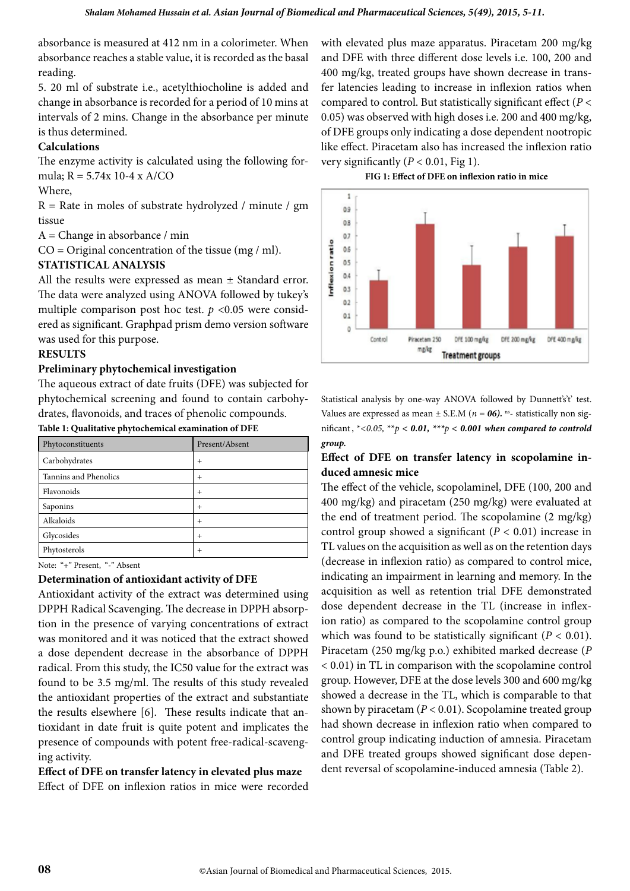absorbance is measured at 412 nm in a colorimeter. When absorbance reaches a stable value, it is recorded as the basal reading.

5. 20 ml of substrate i.e., acetylthiocholine is added and change in absorbance is recorded for a period of 10 mins at intervals of 2 mins. Change in the absorbance per minute is thus determined.

**Calculations**

The enzyme activity is calculated using the following formula; $R = 5.74 \times 10^{-4} \times A/CO$

Where,

R = Rate in moles of substrate hydrolyzed / minute / gm tissue

A = Change in absorbance / min

CO = Original concentration of the tissue (mg / ml).

## STATISTICAL ANALYSIS

All the results were expressed as mean ± Standard error. The data were analyzed using ANOVA followed by tukey's multiple comparison post hoc test. $p < 0.05$ were considered as significant. Graphpad prism demo version software was used for this purpose.

## RESULTS

### Preliminary phytochemical investigation

The aqueous extract of date fruits (DFE) was subjected for phytochemical screening and found to contain carbohydrates, flavonoids, and traces of phenolic compounds.

**Table 1: Qualitative phytochemical examination of DFE**

| Phytoconstituents | Present/Absent |
|---|---|
| Carbohydrates | + |
| Tannins and Phenolics | + |
| Flavonoids | + |
| Saponins | + |
| Alkaloids | + |
| Glycosides | + |
| Phytosterols | + |

Note: "+" Present, "-" Absent

### Determination of antioxidant activity of DFE

Antioxidant activity of the extract was determined using DPPH Radical Scavenging. The decrease in DPPH absorption in the presence of varying concentrations of extract was monitored and it was noticed that the extract showed a dose dependent decrease in the absorbance of DPPH radical. From this study, the IC50 value for the extract was found to be 3.5 mg/ml. The results of this study revealed the antioxidant properties of the extract and substantiate the results elsewhere [6]. These results indicate that antioxidant in date fruit is quite potent and implicates the presence of compounds with potent free-radical-scavenging activity.

### Effect of DFE on transfer latency in elevated plus maze

Effect of DFE on inflexion ratios in mice were recorded with elevated plus maze apparatus. Piracetam 200 mg/kg and DFE with three different dose levels i.e. 100, 200 and 400 mg/kg, treated groups have shown decrease in transfer latencies leading to increase in inflexion ratios when compared to control. But statistically significant effect ($P < 0.05$) was observed with high doses i.e. 200 and 400 mg/kg, of DFE groups only indicating a dose dependent nootropic like effect. Piracetam also has increased the inflexion ratio very significantly ($P < 0.01$, Fig 1).

**FIG 1: Effect of DFE on inflexion ratio in mice**

Statistical analysis by one-way ANOVA followed by Dunnett's't' test. Values are expressed as mean ± S.E.M (*n* = ***06***). ns- statistically non significant , **<0.05, **p* ***< 0.01, ***p < 0.001 when compared to controld group.***

### Effect of DFE on transfer latency in scopolamine induced amnesic mice

The effect of the vehicle, scopolaminel, DFE (100, 200 and 400 mg/kg) and piracetam (250 mg/kg) were evaluated at the end of treatment period. The scopolamine (2 mg/kg) control group showed a significant ($P < 0.01$) increase in TL values on the acquisition as well as on the retention days (decrease in inflexion ratio) as compared to control mice, indicating an impairment in learning and memory. In the acquisition as well as retention trial DFE demonstrated dose dependent decrease in the TL (increase in inflexion ratio) as compared to the scopolamine control group which was found to be statistically significant ($P < 0.01$). Piracetam (250 mg/kg p.o.) exhibited marked decrease ($P < 0.01$) in TL in comparison with the scopolamine control group. However, DFE at the dose levels 300 and 600 mg/kg showed a decrease in the TL, which is comparable to that shown by piracetam ($P < 0.01$). Scopolamine treated group had shown decrease in inflexion ratio when compared to control group indicating induction of amnesia. Piracetam and DFE treated groups showed significant dose dependent reversal of scopolamine-induced amnesia (Table 2).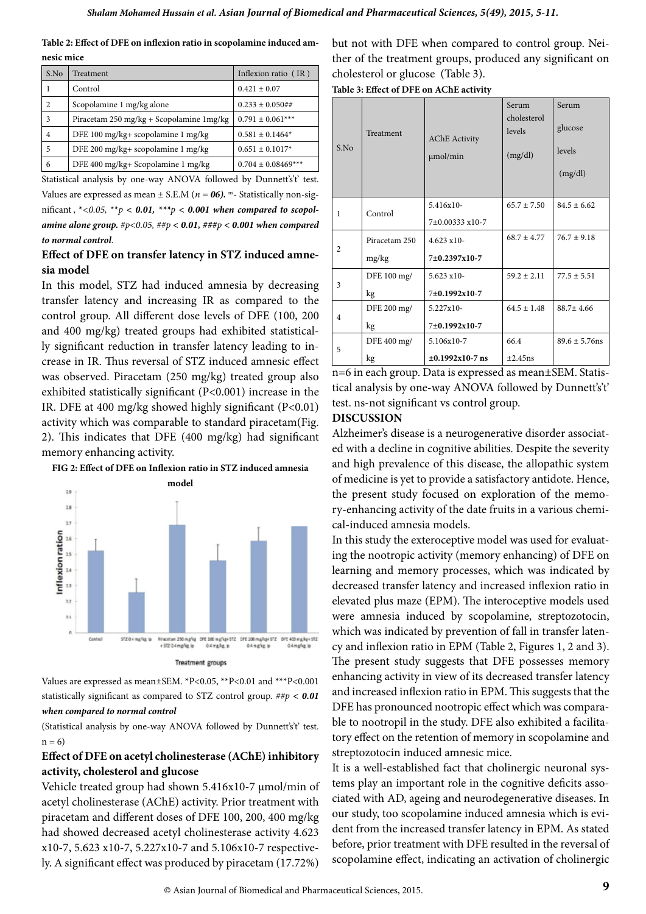**Table 2: Effect of DFE on inflexion ratio in scopolamine induced amnesic mice**

| S.No | Treatment | Inflexion ratio (IR) |
|---|---|---|
| 1 | Control | 0.421 ± 0.07 |
| 2 | Scopolamine 1 mg/kg alone | 0.233 ± 0.050## |
| 3 | Piracetam 250 mg/kg + Scopolamine 1mg/kg | 0.791 ± 0.061*** |
| 4 | DFE 100 mg/kg+ scopolamine 1 mg/kg | 0.581 ± 0.1464* |
| 5 | DFE 200 mg/kg+ scopolamine 1 mg/kg | 0.651 ± 0.1017* |
| 6 | DFE 400 mg/kg+ Scopolamine 1 mg/kg | 0.704 ± 0.08469*** |

Statistical analysis by one-way ANOVA followed by Dunnett's't' test. Values are expressed as mean ± S.E.M (*n* = ***06***). ns- Statistically non-significant , **<0.05, **p* ***< 0.01, ***p < 0.001 when compared to scopolamine alone group.*** *#p<0.05, ##p* ***< 0.01, ###p < 0.001 when compared to normal control***.

### Effect of DFE on transfer latency in STZ induced amnesia model

In this model, STZ had induced amnesia by decreasing transfer latency and increasing IR as compared to the control group. All different dose levels of DFE (100, 200 and 400 mg/kg) treated groups had exhibited statistically significant reduction in transfer latency leading to increase in IR. Thus reversal of STZ induced amnesic effect was observed. Piracetam (250 mg/kg) treated group also exhibited statistically significant (P<0.001) increase in the IR. DFE at 400 mg/kg showed highly significant (P<0.01) activity which was comparable to standard piracetam(Fig. 2). This indicates that DFE (400 mg/kg) had significant memory enhancing activity.

**FIG 2: Effect of DFE on Inflexion ratio in STZ induced amnesia model**

Values are expressed as mean±SEM. *P<0.05, **P<0.01 and ***P<0.001 statistically significant as compared to STZ control group. *##p* ***< 0.01 when compared to normal control***

(Statistical analysis by one-way ANOVA followed by Dunnett's't' test. n = 6)

### Effect of DFE on acetyl cholinesterase (AChE) inhibitory activity, cholesterol and glucose

Vehicle treated group had shown 5.416x10-7 μmol/min of acetyl cholinesterase (AChE) activity. Prior treatment with piracetam and different doses of DFE 100, 200, 400 mg/kg had showed decreased acetyl cholinesterase activity 4.623 x10-7, 5.623 x10-7, 5.227x10-7 and 5.106x10-7 respectively. A significant effect was produced by piracetam (17.72%) but not with DFE when compared to control group. Neither of the treatment groups, produced any significant on cholesterol or glucose (Table 3).

**Table 3: Effect of DFE on AChE activity**

| S.No | Treatment | AChE Activity μmol/min | Serum cholesterol levels (mg/dl) | Serum glucose levels (mg/dl) |
|---|---|---|---|---|
| 1 | Control | 5.416x10-7±0.00333 x10-7 | 65.7 ± 7.50 | 84.5 ± 6.62 |
| 2 | Piracetam 250 mg/kg | 4.623 x10-7**±0.2397x10-7** | 68.7 ± 4.77 | 76.7 ± 9.18 |
| 3 | DFE 100 mg/kg | 5.623 x10-7**±0.1992x10-7** | 59.2 ± 2.11 | 77.5 ± 5.51 |
| 4 | DFE 200 mg/kg | 5.227x10-7**±0.1992x10-7** | 64.5 ± 1.48 | 88.7± 4.66 |
| 5 | DFE 400 mg/kg | 5.106x10-7 **±0.1992x10-7 ns** | 66.4 ±2.45ns | 89.6 ± 5.76ns |

n=6 in each group. Data is expressed as mean±SEM. Statistical analysis by one-way ANOVA followed by Dunnett's't' test. ns-not significant vs control group.

## DISCUSSION

Alzheimer's disease is a neurogenerative disorder associated with a decline in cognitive abilities. Despite the severity and high prevalence of this disease, the allopathic system of medicine is yet to provide a satisfactory antidote. Hence, the present study focused on exploration of the memory-enhancing activity of the date fruits in a various chemical-induced amnesia models.

In this study the exteroceptive model was used for evaluating the nootropic activity (memory enhancing) of DFE on learning and memory processes, which was indicated by decreased transfer latency and increased inflexion ratio in elevated plus maze (EPM). The interoceptive models used were amnesia induced by scopolamine, streptozotocin, which was indicated by prevention of fall in transfer latency and inflexion ratio in EPM (Table 2, Figures 1, 2 and 3). The present study suggests that DFE possesses memory enhancing activity in view of its decreased transfer latency and increased inflexion ratio in EPM. This suggests that the DFE has pronounced nootropic effect which was comparable to nootropil in the study. DFE also exhibited a facilitatory effect on the retention of memory in scopolamine and streptozotocin induced amnesic mice.

It is a well-established fact that cholinergic neuronal systems play an important role in the cognitive deficits associated with AD, ageing and neurodegenerative diseases. In our study, too scopolamine induced amnesia which is evident from the increased transfer latency in EPM. As stated before, prior treatment with DFE resulted in the reversal of scopolamine effect, indicating an activation of cholinergic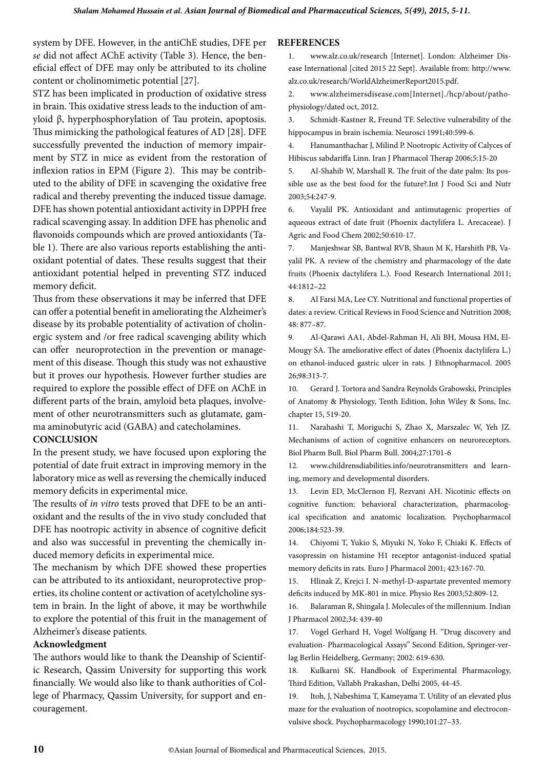system by DFE. However, in the antiChE studies, DFE per *se* did not affect AChE activity (Table 3). Hence, the beneficial effect of DFE may only be attributed to its choline content or cholinomimetic potential [27].

STZ has been implicated in production of oxidative stress in brain. This oxidative stress leads to the induction of amyloid β, hyperphosphorylation of Tau protein, apoptosis. Thus mimicking the pathological features of AD [28]. DFE successfully prevented the induction of memory impairment by STZ in mice as evident from the restoration of inflexion ratios in EPM (Figure 2). This may be contributed to the ability of DFE in scavenging the oxidative free radical and thereby preventing the induced tissue damage. DFE has shown potential antioxidant activity in DPPH free radical scavenging assay. In addition DFE has phenolic and flavonoids compounds which are proved antioxidants (Table 1). There are also various reports establishing the antioxidant potential of dates. These results suggest that their antioxidant potential helped in preventing STZ induced memory deficit.

Thus from these observations it may be inferred that DFE can offer a potential benefit in ameliorating the Alzheimer's disease by its probable potentiality of activation of cholinergic system and /or free radical scavenging ability which can offer neuroprotection in the prevention or management of this disease. Though this study was not exhaustive but it proves our hypothesis. However further studies are required to explore the possible effect of DFE on AChE in different parts of the brain, amyloid beta plaques, involvement of other neurotransmitters such as glutamate, gamma aminobutyric acid (GABA) and catecholamines.

## CONCLUSION

In the present study, we have focused upon exploring the potential of date fruit extract in improving memory in the laboratory mice as well as reversing the chemically induced memory deficits in experimental mice.

The results of *in vitro* tests proved that DFE to be an antioxidant and the results of the in vivo study concluded that DFE has nootropic activity in absence of cognitive deficit and also was successful in preventing the chemically induced memory deficits in experimental mice.

The mechanism by which DFE showed these properties can be attributed to its antioxidant, neuroprotective properties, its choline content or activation of acetylcholine system in brain. In the light of above, it may be worthwhile to explore the potential of this fruit in the management of Alzheimer's disease patients.

### Acknowledgment

The authors would like to thank the Deanship of Scientific Research, Qassim University for supporting this work financially. We would also like to thank authorities of College of Pharmacy, Qassim University, for support and encouragement.

## REFERENCES

1. www.alz.co.uk/research [Internet]. London: Alzheimer Disease International [cited 2015 22 Sept]. Available from: http://www.alz.co.uk/research/WorldAlzheimerReport2015.pdf.
2. www.alzheimersdisease.com[Internet]./hcp/about/pathophysiology/dated oct, 2012.
3. Schmidt-Kastner R, Freund TF. Selective vulnerability of the hippocampus in brain ischemia. Neurosci 1991;40:599-6.
4. Hanumanthachar J, Milind P. Nootropic Activity of Calyces of Hibiscus sabdariffa Linn. Iran J Pharmacol Therap 2006;5:15-20
5. Al-Shahib W, Marshall R. The fruit of the date palm: Its possible use as the best food for the future?.Int J Food Sci and Nutr 2003;54:247-9.
6. Vayalil PK. Antioxidant and antimutagenic properties of aqueous extract of date fruit (Phoenix dactylifera L. Arecaceae). J Agric and Food Chem 2002;50:610-17.
7. Manjeshwar SB, Bantwal RVB, Shaun M K, Harshith PB, Vayalil PK. A review of the chemistry and pharmacology of the date fruits (Phoenix dactylifera L.). Food Research International 2011; 44:1812–22
8. Al Farsi MA, Lee CY. Nutritional and functional properties of dates: a review. Critical Reviews in Food Science and Nutrition 2008; 48: 877–87.
9. Al-Qarawi AA1, Abdel-Rahman H, Ali BH, Mousa HM, El-Mougy SA. The ameliorative effect of dates (Phoenix dactylifera L.) on ethanol-induced gastric ulcer in rats. J Ethnopharmacol. 2005 26;98:313-7.
10. Gerard J. Tortora and Sandra Reynolds Grabowski, Principles of Anatomy & Physiology, Tenth Edition, John Wiley & Sons, Inc. chapter 15, 519-20.
11. Narahashi T, Moriguchi S, Zhao X, Marszalec W, Yeh JZ. Mechanisms of action of cognitive enhancers on neuroreceptors. Biol Pharm Bull. Biol Pharm Bull. 2004;27:1701-6
12. www.childrensdiabilities.info/neurotransmitters and learning, memory and developmental disorders.
13. Levin ED, McClernon FJ, Rezvani AH. Nicotinic effects on cognitive function: behavioral characterization, pharmacological specification and anatomic localization. Psychopharmacol 2006;184:523-39.
14. Chiyomi T, Yukio S, Miyuki N, Yoko F, Chiaki K. Effects of vasopressin on histamine H1 receptor antagonist-induced spatial memory deficits in rats. Euro J Pharmacol 2001; 423:167-70.
15. Hlinak Z, Krejci I. N-methyl-D-aspartate prevented memory deficits induced by MK-801 in mice. Physio Res 2003;52:809-12.
16. Balaraman R, Shingala J. Molecules of the millennium. Indian J Pharmacol 2002;34: 439-40
17. Vogel Gerhard H, Vogel Wolfgang H. "Drug discovery and evaluation- Pharmacological Assays" Second Edition, Springer-verlag Berlin Heidelberg, Germany; 2002: 619-630.
18. Kulkarni SK. Handbook of Experimental Pharmacology, Third Edition, Vallabh Prakashan, Delhi 2005, 44-45.
19. Itoh, J, Nabeshima T, Kameyama T. Utility of an elevated plus maze for the evaluation of nootropics, scopolamine and electroconvulsive shock. Psychopharmacology 1990;101:27–33.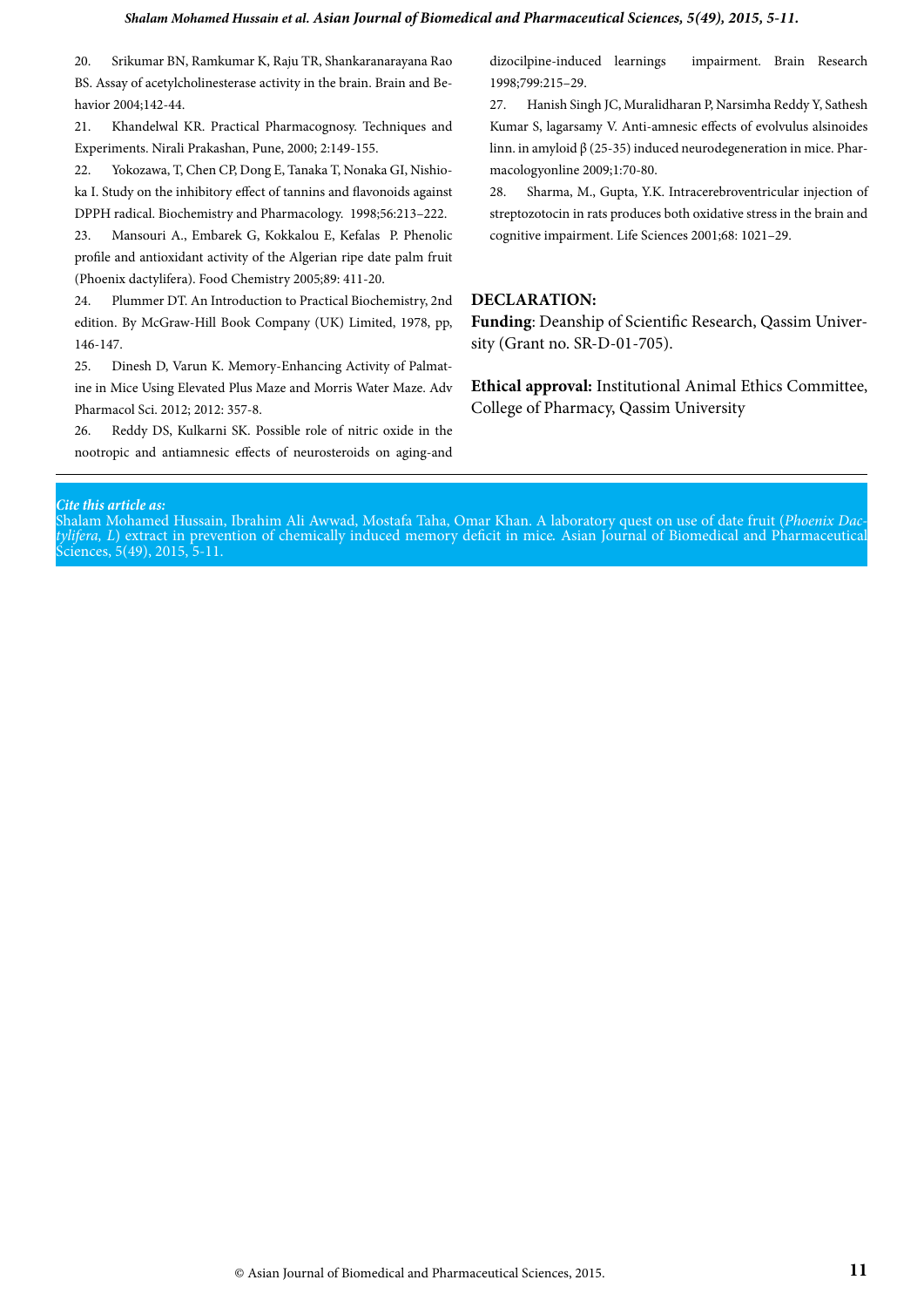20. Srikumar BN, Ramkumar K, Raju TR, Shankaranarayana Rao BS. Assay of acetylcholinesterase activity in the brain. Brain and Behavior 2004;142-44.

21. Khandelwal KR. Practical Pharmacognosy. Techniques and Experiments. Nirali Prakashan, Pune, 2000; 2:149-155.

22. Yokozawa, T, Chen CP, Dong E, Tanaka T, Nonaka GI, Nishioka I. Study on the inhibitory effect of tannins and flavonoids against DPPH radical. Biochemistry and Pharmacology. 1998;56:213–222.

23. Mansouri A., Embarek G, Kokkalou E, Kefalas P. Phenolic profile and antioxidant activity of the Algerian ripe date palm fruit (Phoenix dactylifera). Food Chemistry 2005;89: 411-20.

24. Plummer DT. An Introduction to Practical Biochemistry, 2nd edition. By McGraw-Hill Book Company (UK) Limited, 1978, pp, 146-147.

25. Dinesh D, Varun K. Memory-Enhancing Activity of Palmatine in Mice Using Elevated Plus Maze and Morris Water Maze. Adv Pharmacol Sci. 2012; 2012: 357-8.

26. Reddy DS, Kulkarni SK. Possible role of nitric oxide in the nootropic and antiamnesic effects of neurosteroids on aging-and dizocilpine-induced learnings impairment. Brain Research 1998;799:215–29.

27. Hanish Singh JC, Muralidharan P, Narsimha Reddy Y, Sathesh Kumar S, lagarsamy V. Anti-amnesic effects of evolvulus alsinoides linn. in amyloid β (25-35) induced neurodegeneration in mice. Pharmacologyonline 2009;1:70-80.

28. Sharma, M., Gupta, Y.K. Intracerebroventricular injection of streptozotocin in rats produces both oxidative stress in the brain and cognitive impairment. Life Sciences 2001;68: 1021–29.

## DECLARATION:

**Funding**: Deanship of Scientific Research, Qassim University (Grant no. SR-D-01-705).

**Ethical approval:** Institutional Animal Ethics Committee, College of Pharmacy, Qassim University

***Cite this article as:***
Shalam Mohamed Hussain, Ibrahim Ali Awwad, Mostafa Taha, Omar Khan. A laboratory quest on use of date fruit (*Phoenix Dactylifera, L*) extract in prevention of chemically induced memory deficit in mice. Asian Journal of Biomedical and Pharmaceutical Sciences, 5(49), 2015, 5-11.

© Asian Journal of Biomedical and Pharmaceutical Sciences, 2015.